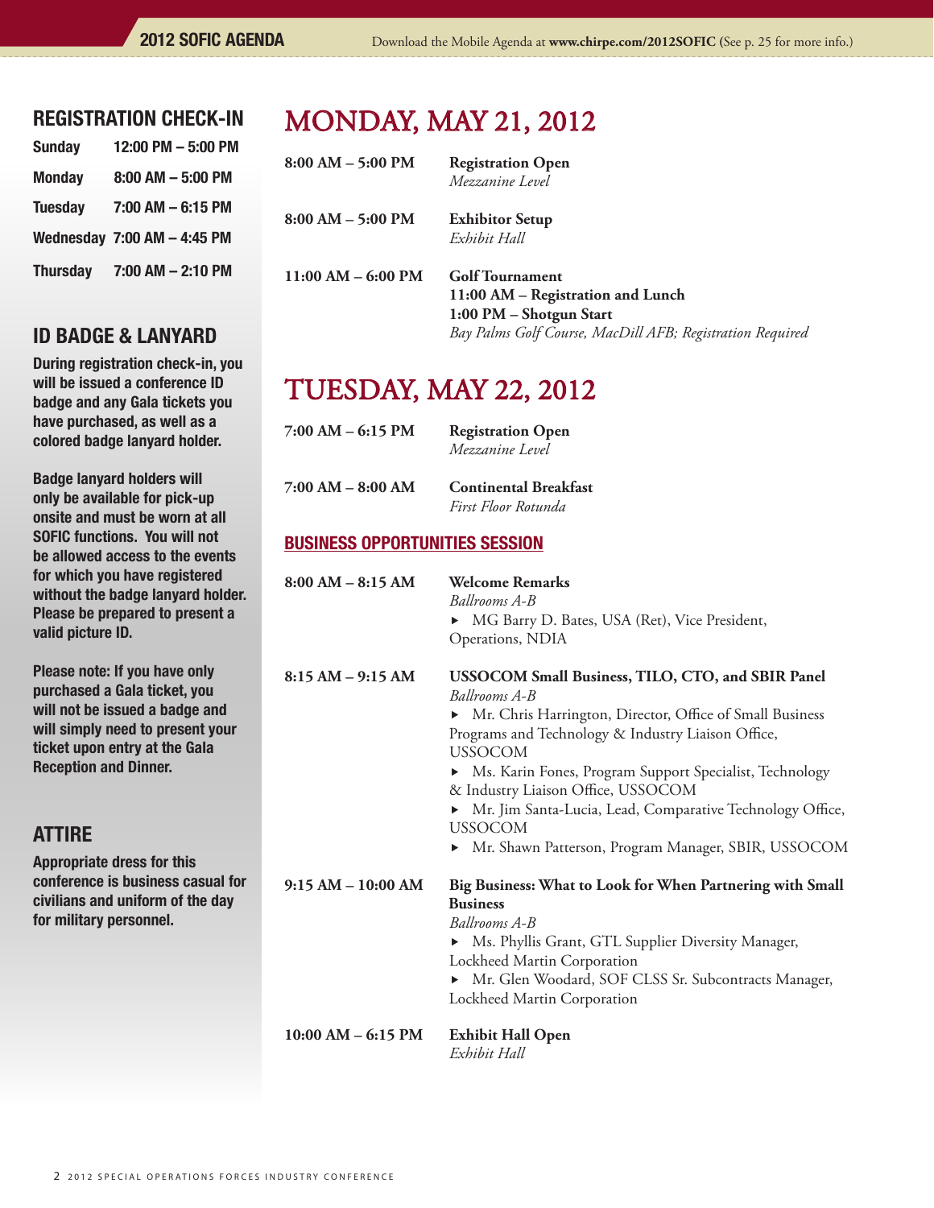## REGISTRATION CHECK-IN

| | |
|---|---|
| Sunday | 12:00 PM – 5:00 PM |
| Monday | 8:00 AM – 5:00 PM |
| Tuesday | 7:00 AM – 6:15 PM |
| Wednesday | 7:00 AM – 4:45 PM |
| Thursday | 7:00 AM – 2:10 PM |

## ID BADGE & LANYARD

**During registration check-in, you will be issued a conference ID badge and any Gala tickets you have purchased, as well as a colored badge lanyard holder.**

**Badge lanyard holders will only be available for pick-up onsite and must be worn at all SOFIC functions. You will not be allowed access to the events for which you have registered without the badge lanyard holder. Please be prepared to present a valid picture ID.**

**Please note: If you have only purchased a Gala ticket, you will not be issued a badge and will simply need to present your ticket upon entry at the Gala Reception and Dinner.**

## ATTIRE

**Appropriate dress for this conference is business casual for civilians and uniform of the day for military personnel.**

# MONDAY, MAY 21, 2012

**8:00 AM – 5:00 PM** — **Registration Open**
*Mezzanine Level*

**8:00 AM – 5:00 PM** — **Exhibitor Setup**
*Exhibit Hall*

**11:00 AM – 6:00 PM** — **Golf Tournament**
**11:00 AM – Registration and Lunch**
**1:00 PM – Shotgun Start**
*Bay Palms Golf Course, MacDill AFB; Registration Required*

# TUESDAY, MAY 22, 2012

**7:00 AM – 6:15 PM** — **Registration Open**
*Mezzanine Level*

**7:00 AM – 8:00 AM** — **Continental Breakfast**
*First Floor Rotunda*

### BUSINESS OPPORTUNITIES SESSION

**8:00 AM – 8:15 AM** — **Welcome Remarks**
*Ballrooms A-B*
- MG Barry D. Bates, USA (Ret), Vice President, Operations, NDIA

**8:15 AM – 9:15 AM** — **USSOCOM Small Business, TILO, CTO, and SBIR Panel**
*Ballrooms A-B*
- Mr. Chris Harrington, Director, Office of Small Business Programs and Technology & Industry Liaison Office, USSOCOM
- Ms. Karin Fones, Program Support Specialist, Technology & Industry Liaison Office, USSOCOM
- Mr. Jim Santa-Lucia, Lead, Comparative Technology Office, USSOCOM
- Mr. Shawn Patterson, Program Manager, SBIR, USSOCOM

**9:15 AM – 10:00 AM** — **Big Business: What to Look for When Partnering with Small Business**
*Ballrooms A-B*
- Ms. Phyllis Grant, GTL Supplier Diversity Manager, Lockheed Martin Corporation
- Mr. Glen Woodard, SOF CLSS Sr. Subcontracts Manager, Lockheed Martin Corporation

**10:00 AM – 6:15 PM** — **Exhibit Hall Open**
*Exhibit Hall*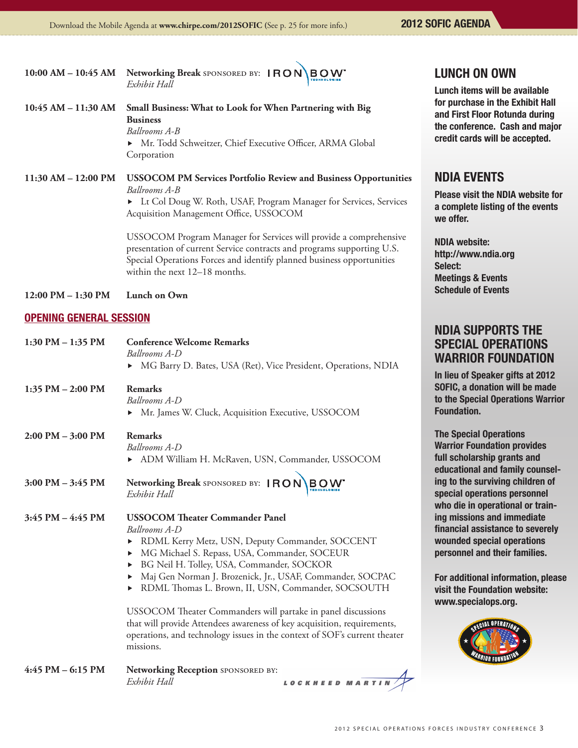**10:00 AM – 10:45 AM** **Networking Break** SPONSORED BY: IRON BOW TECHNOLOGIES
*Exhibit Hall*

**10:45 AM – 11:30 AM** **Small Business: What to Look for When Partnering with Big Business**
*Ballrooms A-B*
- Mr. Todd Schweitzer, Chief Executive Officer, ARMA Global Corporation

**11:30 AM – 12:00 PM** **USSOCOM PM Services Portfolio Review and Business Opportunities**
*Ballrooms A-B*
- Lt Col Doug W. Roth, USAF, Program Manager for Services, Services Acquisition Management Office, USSOCOM

USSOCOM Program Manager for Services will provide a comprehensive presentation of current Service contracts and programs supporting U.S. Special Operations Forces and identify planned business opportunities within the next 12–18 months.

**12:00 PM – 1:30 PM** **Lunch on Own**

## OPENING GENERAL SESSION

**1:30 PM – 1:35 PM** **Conference Welcome Remarks**
*Ballrooms A-D*
- MG Barry D. Bates, USA (Ret), Vice President, Operations, NDIA

**1:35 PM – 2:00 PM** **Remarks**
*Ballrooms A-D*
- Mr. James W. Cluck, Acquisition Executive, USSOCOM

**2:00 PM – 3:00 PM** **Remarks**
*Ballrooms A-D*
- ADM William H. McRaven, USN, Commander, USSOCOM

**3:00 PM – 3:45 PM** **Networking Break** SPONSORED BY: IRON BOW TECHNOLOGIES
*Exhibit Hall*

**3:45 PM – 4:45 PM** **USSOCOM Theater Commander Panel**
*Ballrooms A-D*
- RDML Kerry Metz, USN, Deputy Commander, SOCCENT
- MG Michael S. Repass, USA, Commander, SOCEUR
- BG Neil H. Tolley, USA, Commander, SOCKOR
- Maj Gen Norman J. Brozenick, Jr., USAF, Commander, SOCPAC
- RDML Thomas L. Brown, II, USN, Commander, SOCSOUTH

USSOCOM Theater Commanders will partake in panel discussions that will provide Attendees awareness of key acquisition, requirements, operations, and technology issues in the context of SOF's current theater missions.

**4:45 PM – 6:15 PM** **Networking Reception** SPONSORED BY: LOCKHEED MARTIN
*Exhibit Hall*

## LUNCH ON OWN

**Lunch items will be available for purchase in the Exhibit Hall and First Floor Rotunda during the conference. Cash and major credit cards will be accepted.**

## NDIA EVENTS

**Please visit the NDIA website for a complete listing of the events we offer.**

**NDIA website:**
**http://www.ndia.org**
**Select:**
**Meetings & Events**
**Schedule of Events**

## NDIA SUPPORTS THE SPECIAL OPERATIONS WARRIOR FOUNDATION

**In lieu of Speaker gifts at 2012 SOFIC, a donation will be made to the Special Operations Warrior Foundation.**

**The Special Operations Warrior Foundation provides full scholarship grants and educational and family counseling to the surviving children of special operations personnel who die in operational or training missions and immediate financial assistance to severely wounded special operations personnel and their families.**

**For additional information, please visit the Foundation website: www.specialops.org.**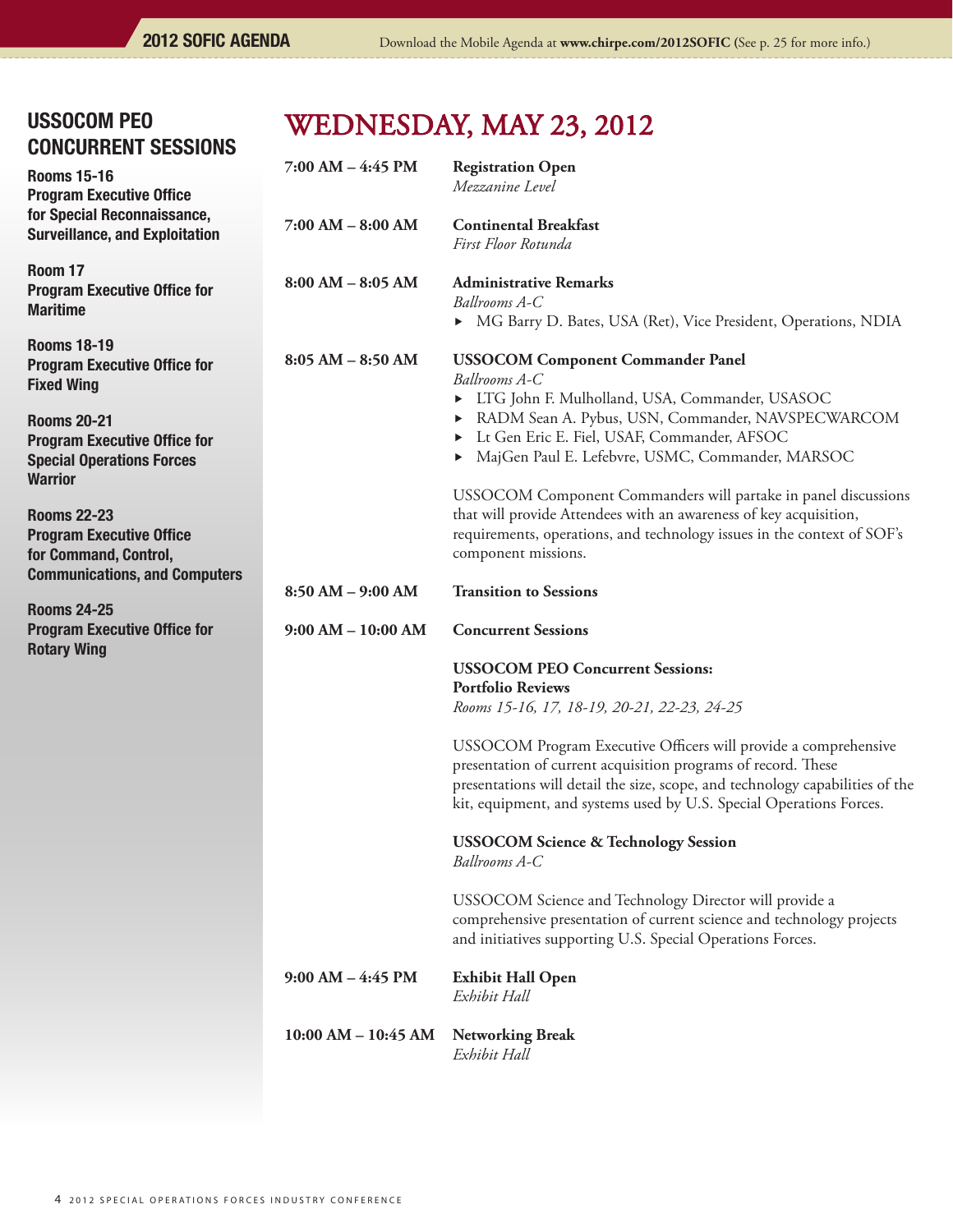## USSOCOM PEO CONCURRENT SESSIONS

**Rooms 15-16**
**Program Executive Office for Special Reconnaissance, Surveillance, and Exploitation**

**Room 17**
**Program Executive Office for Maritime**

**Rooms 18-19**
**Program Executive Office for Fixed Wing**

**Rooms 20-21**
**Program Executive Office for Special Operations Forces Warrior**

**Rooms 22-23**
**Program Executive Office for Command, Control, Communications, and Computers**

**Rooms 24-25**
**Program Executive Office for Rotary Wing**

# WEDNESDAY, MAY 23, 2012

**7:00 AM – 4:45 PM** **Registration Open**
*Mezzanine Level*

**7:00 AM – 8:00 AM** **Continental Breakfast**
*First Floor Rotunda*

**8:00 AM – 8:05 AM** **Administrative Remarks**
*Ballrooms A-C*

- MG Barry D. Bates, USA (Ret), Vice President, Operations, NDIA

**8:05 AM – 8:50 AM** **USSOCOM Component Commander Panel**
*Ballrooms A-C*

- LTG John F. Mulholland, USA, Commander, USASOC
- RADM Sean A. Pybus, USN, Commander, NAVSPECWARCOM
- Lt Gen Eric E. Fiel, USAF, Commander, AFSOC
- MajGen Paul E. Lefebvre, USMC, Commander, MARSOC

USSOCOM Component Commanders will partake in panel discussions that will provide Attendees with an awareness of key acquisition, requirements, operations, and technology issues in the context of SOF's component missions.

**8:50 AM – 9:00 AM** **Transition to Sessions**

**9:00 AM – 10:00 AM** **Concurrent Sessions**

**USSOCOM PEO Concurrent Sessions: Portfolio Reviews**
*Rooms 15-16, 17, 18-19, 20-21, 22-23, 24-25*

USSOCOM Program Executive Officers will provide a comprehensive presentation of current acquisition programs of record. These presentations will detail the size, scope, and technology capabilities of the kit, equipment, and systems used by U.S. Special Operations Forces.

**USSOCOM Science & Technology Session**
*Ballrooms A-C*

USSOCOM Science and Technology Director will provide a comprehensive presentation of current science and technology projects and initiatives supporting U.S. Special Operations Forces.

**9:00 AM – 4:45 PM** **Exhibit Hall Open**
*Exhibit Hall*

**10:00 AM – 10:45 AM** **Networking Break**
*Exhibit Hall*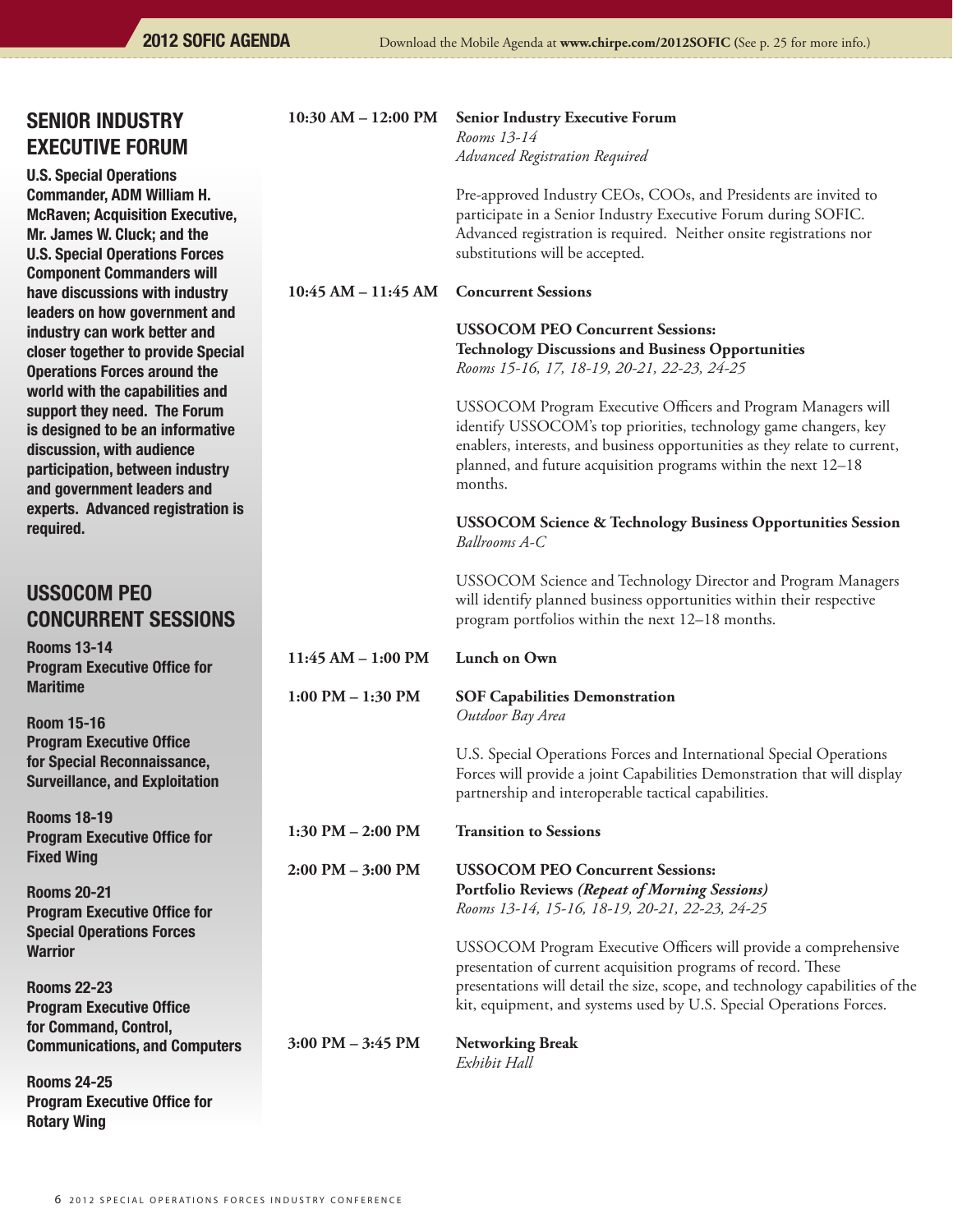## SENIOR INDUSTRY EXECUTIVE FORUM

**U.S. Special Operations Commander, ADM William H. McRaven; Acquisition Executive, Mr. James W. Cluck; and the U.S. Special Operations Forces Component Commanders will have discussions with industry leaders on how government and industry can work better and closer together to provide Special Operations Forces around the world with the capabilities and support they need. The Forum is designed to be an informative discussion, with audience participation, between industry and government leaders and experts. Advanced registration is required.**

## USSOCOM PEO CONCURRENT SESSIONS

**Rooms 13-14**
**Program Executive Office for Maritime**

**Room 15-16**
**Program Executive Office for Special Reconnaissance, Surveillance, and Exploitation**

**Rooms 18-19**
**Program Executive Office for Fixed Wing**

**Rooms 20-21**
**Program Executive Office for Special Operations Forces Warrior**

**Rooms 22-23**
**Program Executive Office for Command, Control, Communications, and Computers**

**Rooms 24-25**
**Program Executive Office for Rotary Wing**

---

**10:30 AM – 12:00 PM** **Senior Industry Executive Forum**
*Rooms 13-14*
*Advanced Registration Required*

Pre-approved Industry CEOs, COOs, and Presidents are invited to participate in a Senior Industry Executive Forum during SOFIC. Advanced registration is required. Neither onsite registrations nor substitutions will be accepted.

**10:45 AM – 11:45 AM** **Concurrent Sessions**

**USSOCOM PEO Concurrent Sessions:**
**Technology Discussions and Business Opportunities**
*Rooms 15-16, 17, 18-19, 20-21, 22-23, 24-25*

USSOCOM Program Executive Officers and Program Managers will identify USSOCOM's top priorities, technology game changers, key enablers, interests, and business opportunities as they relate to current, planned, and future acquisition programs within the next 12–18 months.

**USSOCOM Science & Technology Business Opportunities Session**
*Ballrooms A-C*

USSOCOM Science and Technology Director and Program Managers will identify planned business opportunities within their respective program portfolios within the next 12–18 months.

**11:45 AM – 1:00 PM** **Lunch on Own**

**1:00 PM – 1:30 PM** **SOF Capabilities Demonstration**
*Outdoor Bay Area*

U.S. Special Operations Forces and International Special Operations Forces will provide a joint Capabilities Demonstration that will display partnership and interoperable tactical capabilities.

**1:30 PM – 2:00 PM** **Transition to Sessions**

**2:00 PM – 3:00 PM** **USSOCOM PEO Concurrent Sessions:**
**Portfolio Reviews *(Repeat of Morning Sessions)***
*Rooms 13-14, 15-16, 18-19, 20-21, 22-23, 24-25*

USSOCOM Program Executive Officers will provide a comprehensive presentation of current acquisition programs of record. These presentations will detail the size, scope, and technology capabilities of the kit, equipment, and systems used by U.S. Special Operations Forces.

**3:00 PM – 3:45 PM** **Networking Break**
*Exhibit Hall*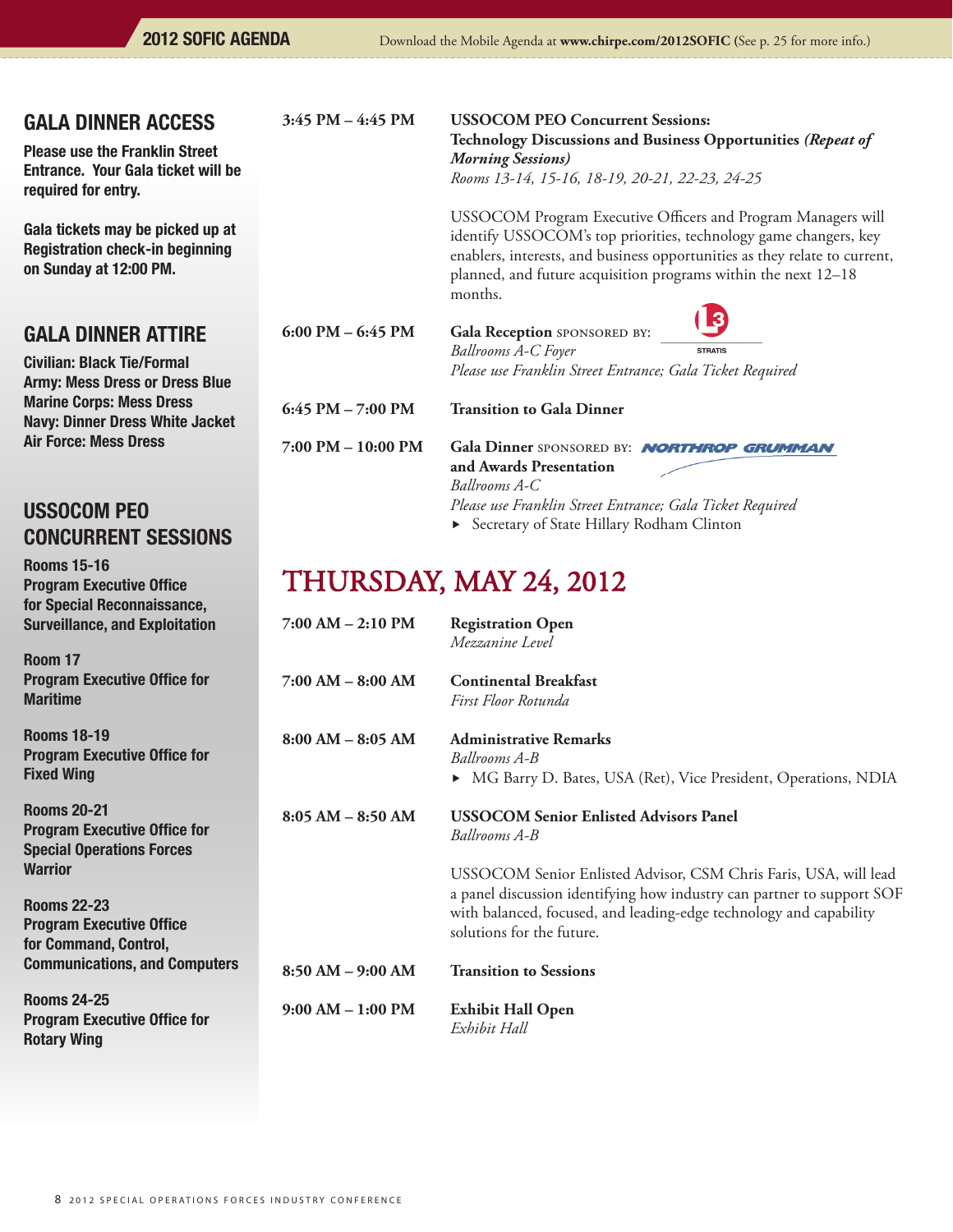## GALA DINNER ACCESS

**Please use the Franklin Street Entrance. Your Gala ticket will be required for entry.**

**Gala tickets may be picked up at Registration check-in beginning on Sunday at 12:00 PM.**

## GALA DINNER ATTIRE

**Civilian: Black Tie/Formal**
**Army: Mess Dress or Dress Blue**
**Marine Corps: Mess Dress**
**Navy: Dinner Dress White Jacket**
**Air Force: Mess Dress**

## USSOCOM PEO CONCURRENT SESSIONS

**Rooms 15-16**
**Program Executive Office for Special Reconnaissance, Surveillance, and Exploitation**

**Room 17**
**Program Executive Office for Maritime**

**Rooms 18-19**
**Program Executive Office for Fixed Wing**

**Rooms 20-21**
**Program Executive Office for Special Operations Forces Warrior**

**Rooms 22-23**
**Program Executive Office for Command, Control, Communications, and Computers**

**Rooms 24-25**
**Program Executive Office for Rotary Wing**

---

**3:45 PM – 4:45 PM** — **USSOCOM PEO Concurrent Sessions:**
**Technology Discussions and Business Opportunities *(Repeat of Morning Sessions)***
*Rooms 13-14, 15-16, 18-19, 20-21, 22-23, 24-25*

USSOCOM Program Executive Officers and Program Managers will identify USSOCOM's top priorities, technology game changers, key enablers, interests, and business opportunities as they relate to current, planned, and future acquisition programs within the next 12–18 months.

**6:00 PM – 6:45 PM** — **Gala Reception** SPONSORED BY: L3 STRATIS
*Ballrooms A-C Foyer*
*Please use Franklin Street Entrance; Gala Ticket Required*

**6:45 PM – 7:00 PM** — **Transition to Gala Dinner**

**7:00 PM – 10:00 PM** — **Gala Dinner** SPONSORED BY: NORTHROP GRUMMAN
**and Awards Presentation**
*Ballrooms A-C*
*Please use Franklin Street Entrance; Gala Ticket Required*
- Secretary of State Hillary Rodham Clinton

# THURSDAY, MAY 24, 2012

**7:00 AM – 2:10 PM** — **Registration Open**
*Mezzanine Level*

**7:00 AM – 8:00 AM** — **Continental Breakfast**
*First Floor Rotunda*

**8:00 AM – 8:05 AM** — **Administrative Remarks**
*Ballrooms A-B*
- MG Barry D. Bates, USA (Ret), Vice President, Operations, NDIA

**8:05 AM – 8:50 AM** — **USSOCOM Senior Enlisted Advisors Panel**
*Ballrooms A-B*

USSOCOM Senior Enlisted Advisor, CSM Chris Faris, USA, will lead a panel discussion identifying how industry can partner to support SOF with balanced, focused, and leading-edge technology and capability solutions for the future.

**8:50 AM – 9:00 AM** — **Transition to Sessions**

**9:00 AM – 1:00 PM** — **Exhibit Hall Open**
*Exhibit Hall*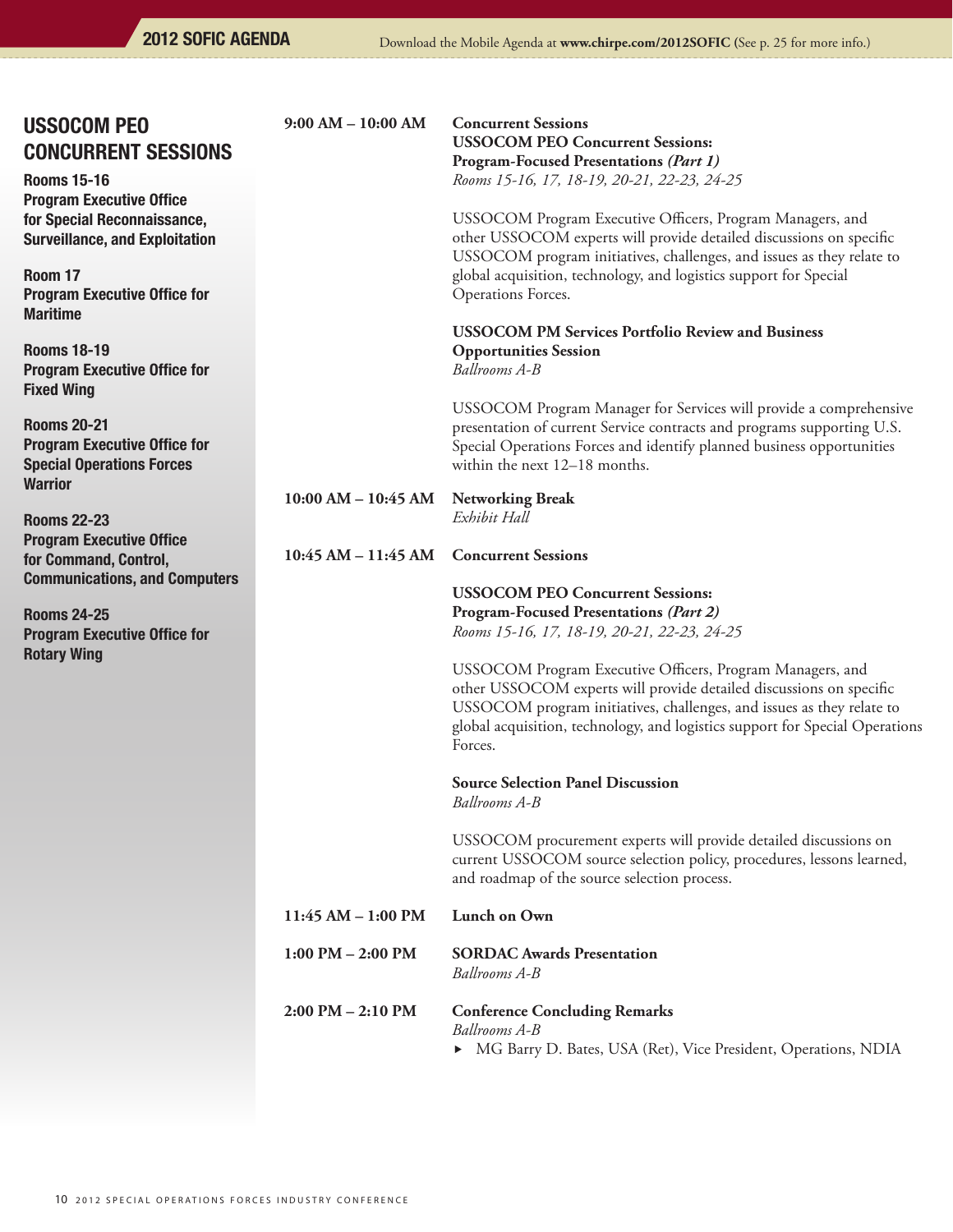## USSOCOM PEO CONCURRENT SESSIONS

**Rooms 15-16**
**Program Executive Office for Special Reconnaissance, Surveillance, and Exploitation**

**Room 17**
**Program Executive Office for Maritime**

**Rooms 18-19**
**Program Executive Office for Fixed Wing**

**Rooms 20-21**
**Program Executive Office for Special Operations Forces Warrior**

**Rooms 22-23**
**Program Executive Office for Command, Control, Communications, and Computers**

**Rooms 24-25**
**Program Executive Office for Rotary Wing**

---

**9:00 AM – 10:00 AM** **Concurrent Sessions**

**USSOCOM PEO Concurrent Sessions: Program-Focused Presentations *(Part 1)***
*Rooms 15-16, 17, 18-19, 20-21, 22-23, 24-25*

USSOCOM Program Executive Officers, Program Managers, and other USSOCOM experts will provide detailed discussions on specific USSOCOM program initiatives, challenges, and issues as they relate to global acquisition, technology, and logistics support for Special Operations Forces.

**USSOCOM PM Services Portfolio Review and Business Opportunities Session**
*Ballrooms A-B*

USSOCOM Program Manager for Services will provide a comprehensive presentation of current Service contracts and programs supporting U.S. Special Operations Forces and identify planned business opportunities within the next 12–18 months.

**10:00 AM – 10:45 AM** **Networking Break**
*Exhibit Hall*

**10:45 AM – 11:45 AM** **Concurrent Sessions**

**USSOCOM PEO Concurrent Sessions: Program-Focused Presentations *(Part 2)***
*Rooms 15-16, 17, 18-19, 20-21, 22-23, 24-25*

USSOCOM Program Executive Officers, Program Managers, and other USSOCOM experts will provide detailed discussions on specific USSOCOM program initiatives, challenges, and issues as they relate to global acquisition, technology, and logistics support for Special Operations Forces.

**Source Selection Panel Discussion**
*Ballrooms A-B*

USSOCOM procurement experts will provide detailed discussions on current USSOCOM source selection policy, procedures, lessons learned, and roadmap of the source selection process.

**11:45 AM – 1:00 PM** **Lunch on Own**

**1:00 PM – 2:00 PM** **SORDAC Awards Presentation**
*Ballrooms A-B*

**2:00 PM – 2:10 PM** **Conference Concluding Remarks**
*Ballrooms A-B*

- MG Barry D. Bates, USA (Ret), Vice President, Operations, NDIA